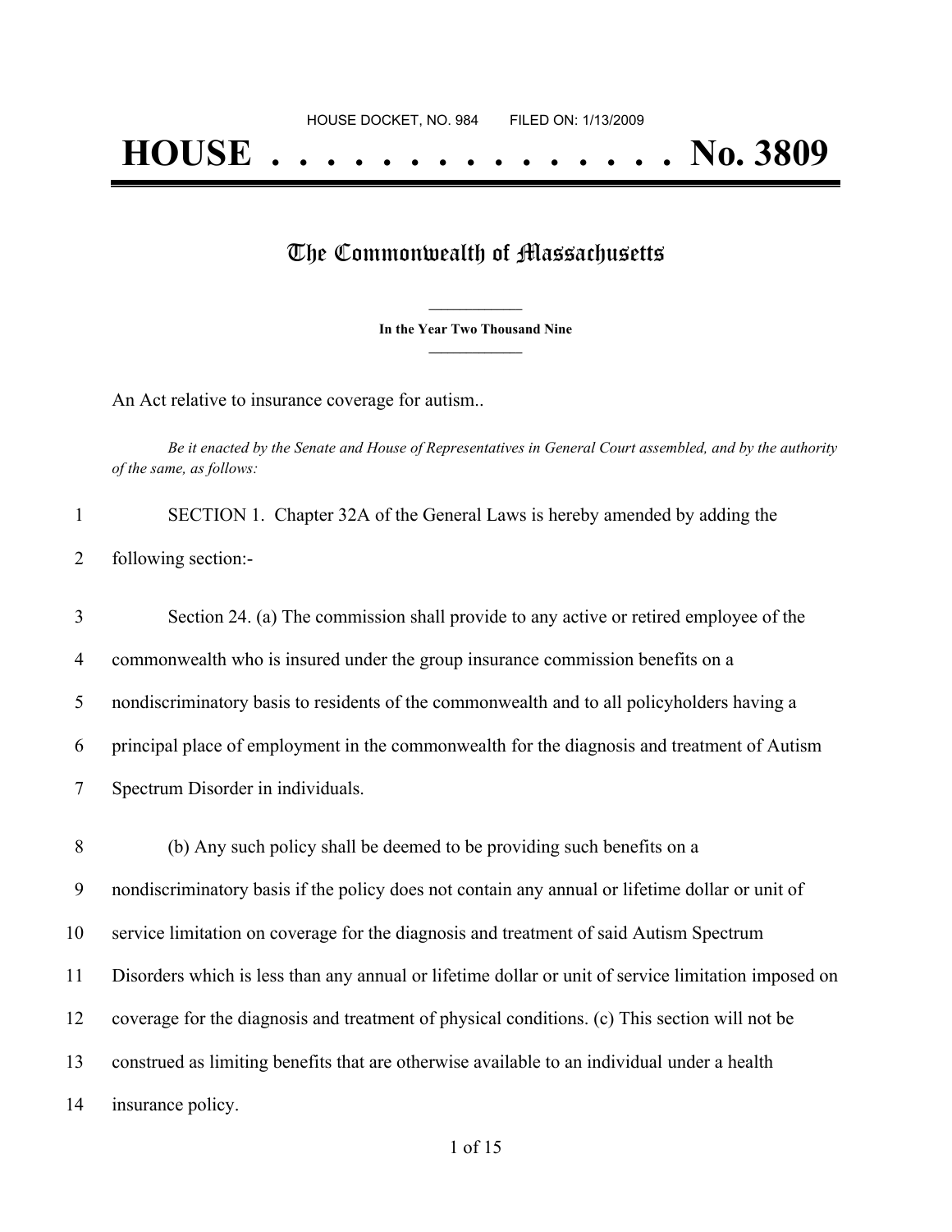HOUSE DOCKET, NO. 984        FILED ON: 1/13/2009

# HOUSE . . . . . . . . . . . . . . . No. 3809

## The Commonwealth of Massachusetts

**In the Year Two Thousand Nine**

An Act relative to insurance coverage for autism..

*Be it enacted by the Senate and House of Representatives in General Court assembled, and by the authority of the same, as follows:*

SECTION 1. Chapter 32A of the General Laws is hereby amended by adding the following section:-

Section 24. (a) The commission shall provide to any active or retired employee of the commonwealth who is insured under the group insurance commission benefits on a nondiscriminatory basis to residents of the commonwealth and to all policyholders having a principal place of employment in the commonwealth for the diagnosis and treatment of Autism Spectrum Disorder in individuals.

(b) Any such policy shall be deemed to be providing such benefits on a nondiscriminatory basis if the policy does not contain any annual or lifetime dollar or unit of service limitation on coverage for the diagnosis and treatment of said Autism Spectrum Disorders which is less than any annual or lifetime dollar or unit of service limitation imposed on coverage for the diagnosis and treatment of physical conditions. (c) This section will not be construed as limiting benefits that are otherwise available to an individual under a health insurance policy.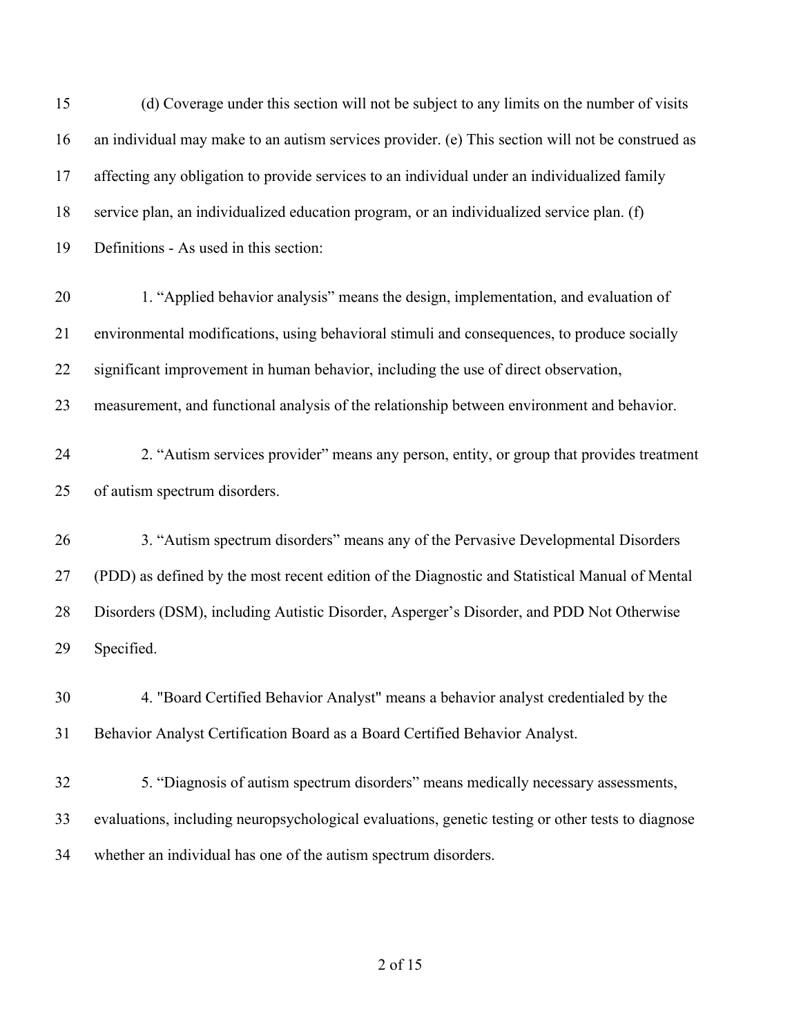(d) Coverage under this section will not be subject to any limits on the number of visits an individual may make to an autism services provider. (e) This section will not be construed as affecting any obligation to provide services to an individual under an individualized family service plan, an individualized education program, or an individualized service plan. (f) Definitions - As used in this section:

1. "Applied behavior analysis" means the design, implementation, and evaluation of environmental modifications, using behavioral stimuli and consequences, to produce socially significant improvement in human behavior, including the use of direct observation, measurement, and functional analysis of the relationship between environment and behavior.

2. "Autism services provider" means any person, entity, or group that provides treatment of autism spectrum disorders.

3. "Autism spectrum disorders" means any of the Pervasive Developmental Disorders (PDD) as defined by the most recent edition of the Diagnostic and Statistical Manual of Mental Disorders (DSM), including Autistic Disorder, Asperger's Disorder, and PDD Not Otherwise Specified.

4. "Board Certified Behavior Analyst" means a behavior analyst credentialed by the Behavior Analyst Certification Board as a Board Certified Behavior Analyst.

5. "Diagnosis of autism spectrum disorders" means medically necessary assessments, evaluations, including neuropsychological evaluations, genetic testing or other tests to diagnose whether an individual has one of the autism spectrum disorders.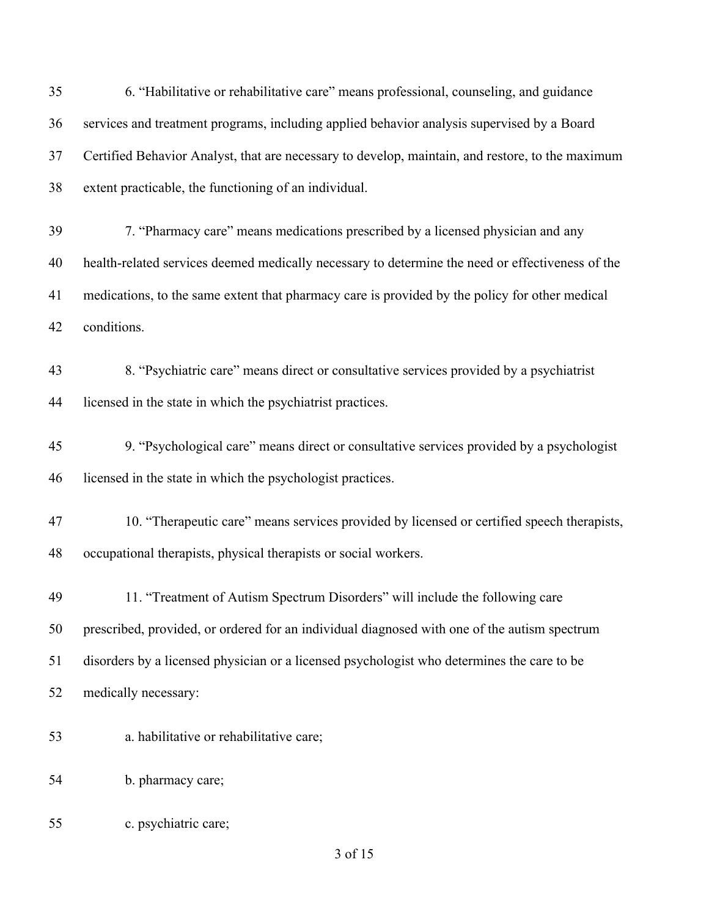6. "Habilitative or rehabilitative care" means professional, counseling, and guidance services and treatment programs, including applied behavior analysis supervised by a Board Certified Behavior Analyst, that are necessary to develop, maintain, and restore, to the maximum extent practicable, the functioning of an individual.

7. "Pharmacy care" means medications prescribed by a licensed physician and any health-related services deemed medically necessary to determine the need or effectiveness of the medications, to the same extent that pharmacy care is provided by the policy for other medical conditions.

8. "Psychiatric care" means direct or consultative services provided by a psychiatrist licensed in the state in which the psychiatrist practices.

9. "Psychological care" means direct or consultative services provided by a psychologist licensed in the state in which the psychologist practices.

10. "Therapeutic care" means services provided by licensed or certified speech therapists, occupational therapists, physical therapists or social workers.

11. "Treatment of Autism Spectrum Disorders" will include the following care prescribed, provided, or ordered for an individual diagnosed with one of the autism spectrum disorders by a licensed physician or a licensed psychologist who determines the care to be medically necessary:

a. habilitative or rehabilitative care;

b. pharmacy care;

c. psychiatric care;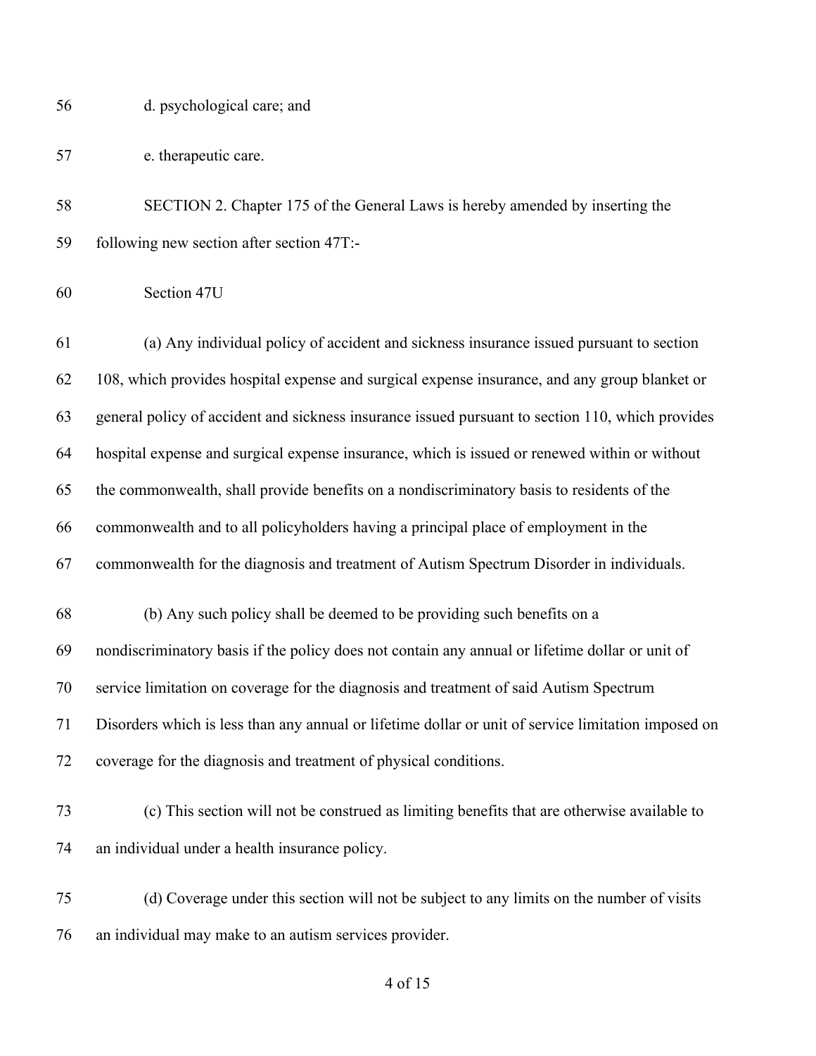d. psychological care; and

e. therapeutic care.

SECTION 2. Chapter 175 of the General Laws is hereby amended by inserting the following new section after section 47T:-

Section 47U

(a) Any individual policy of accident and sickness insurance issued pursuant to section 108, which provides hospital expense and surgical expense insurance, and any group blanket or general policy of accident and sickness insurance issued pursuant to section 110, which provides hospital expense and surgical expense insurance, which is issued or renewed within or without the commonwealth, shall provide benefits on a nondiscriminatory basis to residents of the commonwealth and to all policyholders having a principal place of employment in the commonwealth for the diagnosis and treatment of Autism Spectrum Disorder in individuals.

(b) Any such policy shall be deemed to be providing such benefits on a nondiscriminatory basis if the policy does not contain any annual or lifetime dollar or unit of service limitation on coverage for the diagnosis and treatment of said Autism Spectrum Disorders which is less than any annual or lifetime dollar or unit of service limitation imposed on coverage for the diagnosis and treatment of physical conditions.

(c) This section will not be construed as limiting benefits that are otherwise available to an individual under a health insurance policy.

(d) Coverage under this section will not be subject to any limits on the number of visits an individual may make to an autism services provider.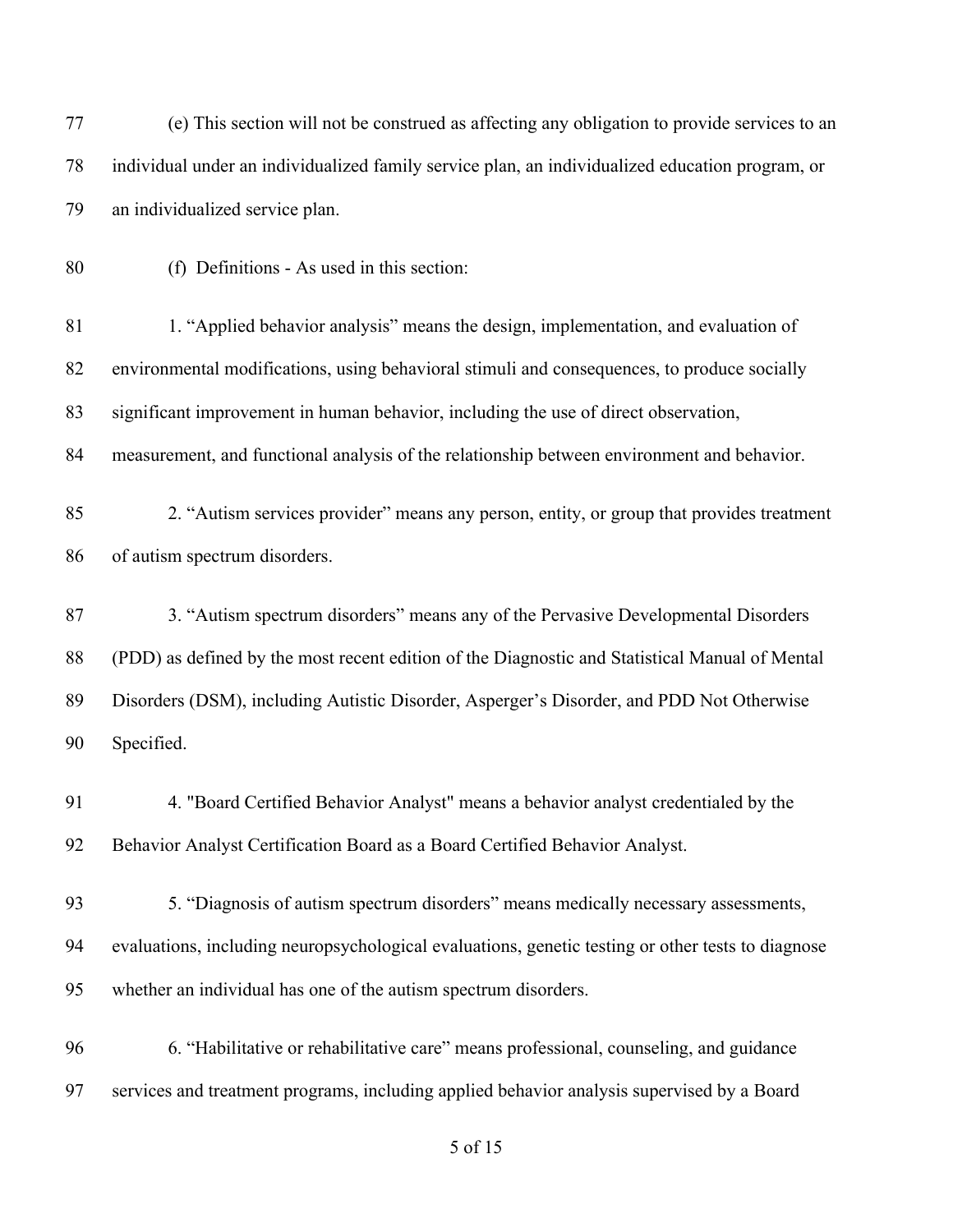(e) This section will not be construed as affecting any obligation to provide services to an individual under an individualized family service plan, an individualized education program, or an individualized service plan.

(f) Definitions - As used in this section:

1. "Applied behavior analysis" means the design, implementation, and evaluation of environmental modifications, using behavioral stimuli and consequences, to produce socially significant improvement in human behavior, including the use of direct observation, measurement, and functional analysis of the relationship between environment and behavior.

2. "Autism services provider" means any person, entity, or group that provides treatment of autism spectrum disorders.

3. "Autism spectrum disorders" means any of the Pervasive Developmental Disorders (PDD) as defined by the most recent edition of the Diagnostic and Statistical Manual of Mental Disorders (DSM), including Autistic Disorder, Asperger's Disorder, and PDD Not Otherwise Specified.

4. "Board Certified Behavior Analyst" means a behavior analyst credentialed by the Behavior Analyst Certification Board as a Board Certified Behavior Analyst.

5. "Diagnosis of autism spectrum disorders" means medically necessary assessments, evaluations, including neuropsychological evaluations, genetic testing or other tests to diagnose whether an individual has one of the autism spectrum disorders.

6. "Habilitative or rehabilitative care" means professional, counseling, and guidance services and treatment programs, including applied behavior analysis supervised by a Board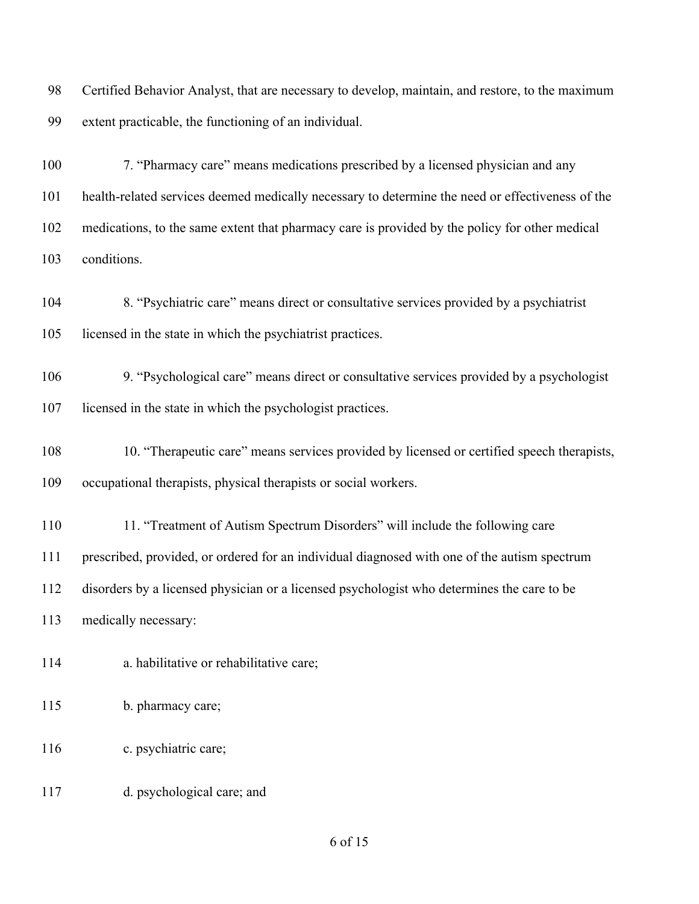Certified Behavior Analyst, that are necessary to develop, maintain, and restore, to the maximum extent practicable, the functioning of an individual.

7. "Pharmacy care" means medications prescribed by a licensed physician and any health-related services deemed medically necessary to determine the need or effectiveness of the medications, to the same extent that pharmacy care is provided by the policy for other medical conditions.

8. "Psychiatric care" means direct or consultative services provided by a psychiatrist licensed in the state in which the psychiatrist practices.

9. "Psychological care" means direct or consultative services provided by a psychologist licensed in the state in which the psychologist practices.

10. "Therapeutic care" means services provided by licensed or certified speech therapists, occupational therapists, physical therapists or social workers.

11. "Treatment of Autism Spectrum Disorders" will include the following care prescribed, provided, or ordered for an individual diagnosed with one of the autism spectrum disorders by a licensed physician or a licensed psychologist who determines the care to be medically necessary:

a. habilitative or rehabilitative care;

b. pharmacy care;

c. psychiatric care;

d. psychological care; and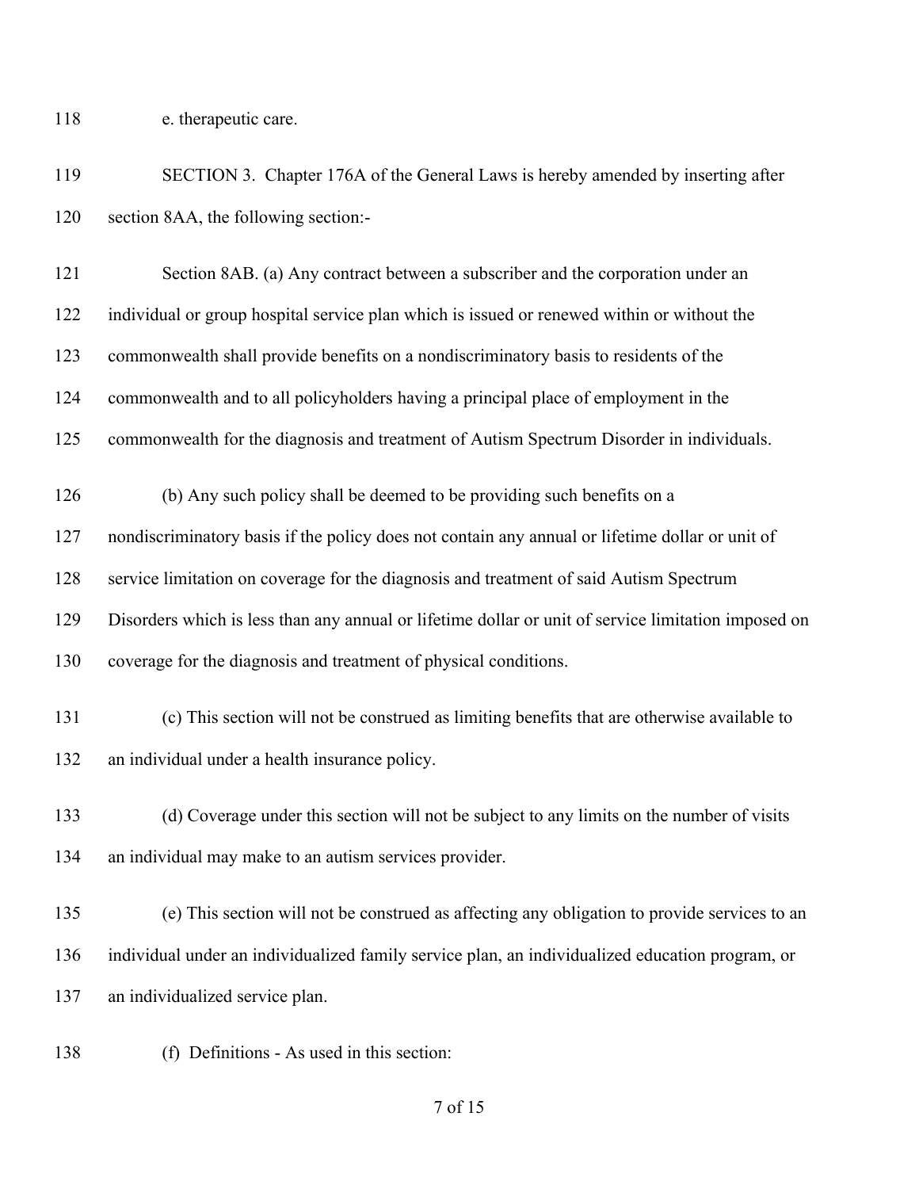e. therapeutic care.

SECTION 3. Chapter 176A of the General Laws is hereby amended by inserting after section 8AA, the following section:-

Section 8AB. (a) Any contract between a subscriber and the corporation under an individual or group hospital service plan which is issued or renewed within or without the commonwealth shall provide benefits on a nondiscriminatory basis to residents of the commonwealth and to all policyholders having a principal place of employment in the commonwealth for the diagnosis and treatment of Autism Spectrum Disorder in individuals.

(b) Any such policy shall be deemed to be providing such benefits on a nondiscriminatory basis if the policy does not contain any annual or lifetime dollar or unit of service limitation on coverage for the diagnosis and treatment of said Autism Spectrum Disorders which is less than any annual or lifetime dollar or unit of service limitation imposed on coverage for the diagnosis and treatment of physical conditions.

(c) This section will not be construed as limiting benefits that are otherwise available to an individual under a health insurance policy.

(d) Coverage under this section will not be subject to any limits on the number of visits an individual may make to an autism services provider.

(e) This section will not be construed as affecting any obligation to provide services to an individual under an individualized family service plan, an individualized education program, or an individualized service plan.

(f) Definitions - As used in this section: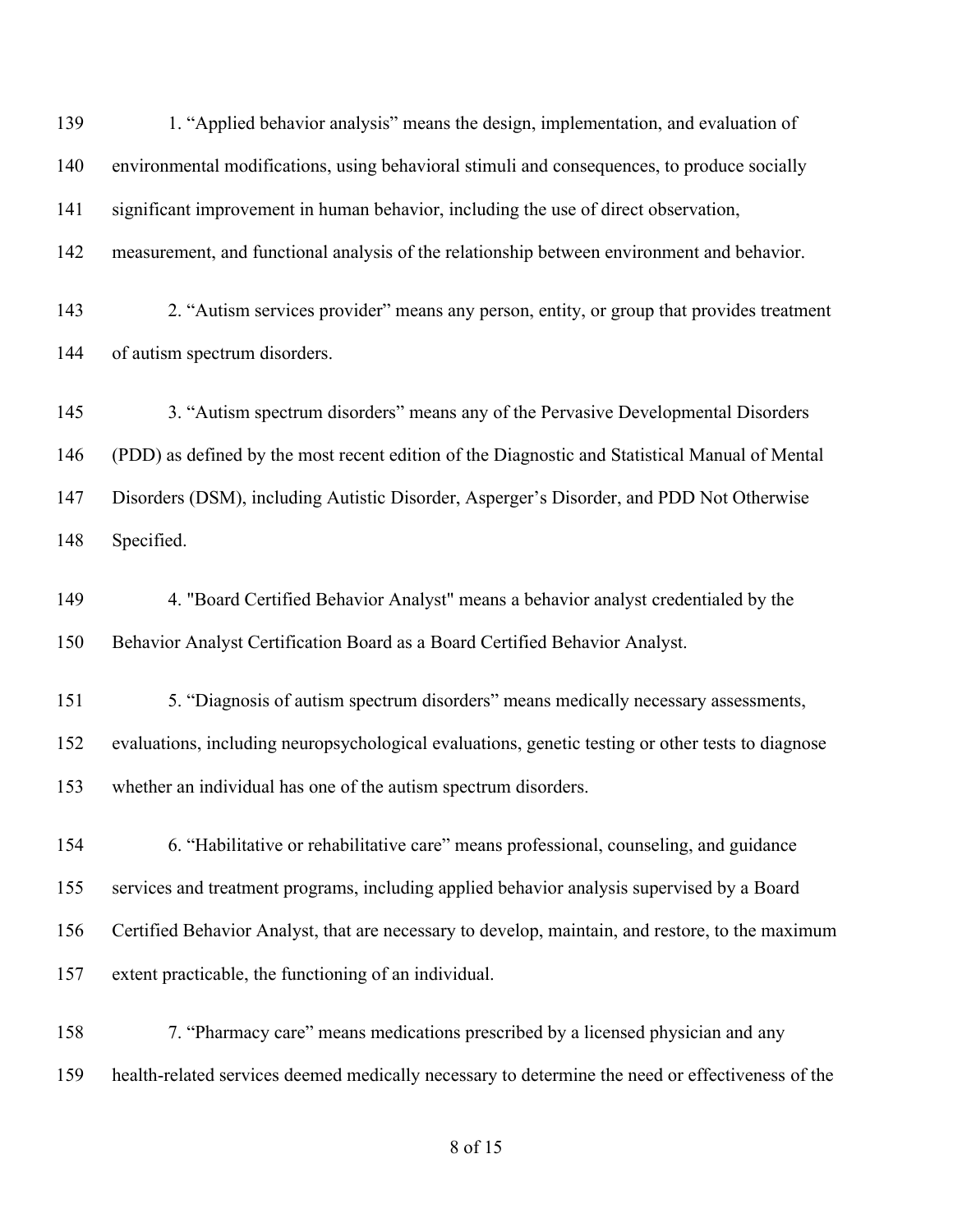1. “Applied behavior analysis” means the design, implementation, and evaluation of environmental modifications, using behavioral stimuli and consequences, to produce socially significant improvement in human behavior, including the use of direct observation, measurement, and functional analysis of the relationship between environment and behavior.

2. “Autism services provider” means any person, entity, or group that provides treatment of autism spectrum disorders.

3. “Autism spectrum disorders” means any of the Pervasive Developmental Disorders (PDD) as defined by the most recent edition of the Diagnostic and Statistical Manual of Mental Disorders (DSM), including Autistic Disorder, Asperger’s Disorder, and PDD Not Otherwise Specified.

4. "Board Certified Behavior Analyst" means a behavior analyst credentialed by the Behavior Analyst Certification Board as a Board Certified Behavior Analyst.

5. “Diagnosis of autism spectrum disorders” means medically necessary assessments, evaluations, including neuropsychological evaluations, genetic testing or other tests to diagnose whether an individual has one of the autism spectrum disorders.

6. “Habilitative or rehabilitative care” means professional, counseling, and guidance services and treatment programs, including applied behavior analysis supervised by a Board Certified Behavior Analyst, that are necessary to develop, maintain, and restore, to the maximum extent practicable, the functioning of an individual.

7. “Pharmacy care” means medications prescribed by a licensed physician and any health-related services deemed medically necessary to determine the need or effectiveness of the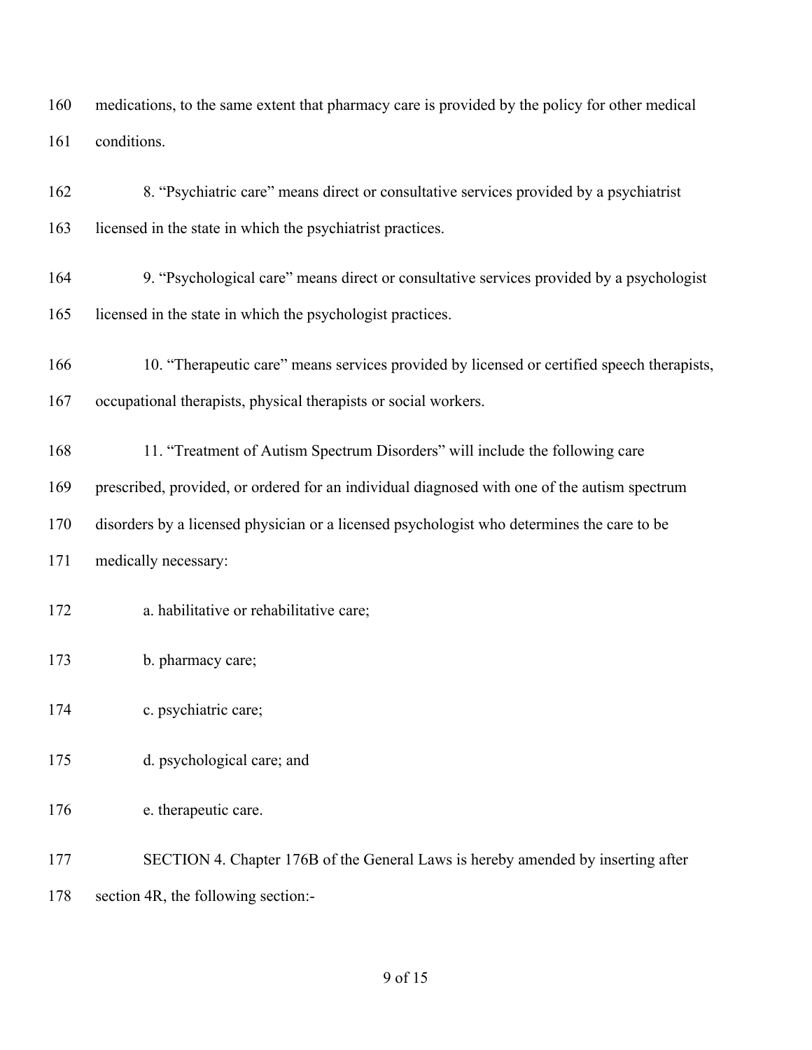medications, to the same extent that pharmacy care is provided by the policy for other medical conditions.

8. "Psychiatric care" means direct or consultative services provided by a psychiatrist licensed in the state in which the psychiatrist practices.

9. "Psychological care" means direct or consultative services provided by a psychologist licensed in the state in which the psychologist practices.

10. "Therapeutic care" means services provided by licensed or certified speech therapists, occupational therapists, physical therapists or social workers.

11. "Treatment of Autism Spectrum Disorders" will include the following care prescribed, provided, or ordered for an individual diagnosed with one of the autism spectrum disorders by a licensed physician or a licensed psychologist who determines the care to be medically necessary:

a. habilitative or rehabilitative care;

b. pharmacy care;

c. psychiatric care;

d. psychological care; and

e. therapeutic care.

SECTION 4. Chapter 176B of the General Laws is hereby amended by inserting after section 4R, the following section:-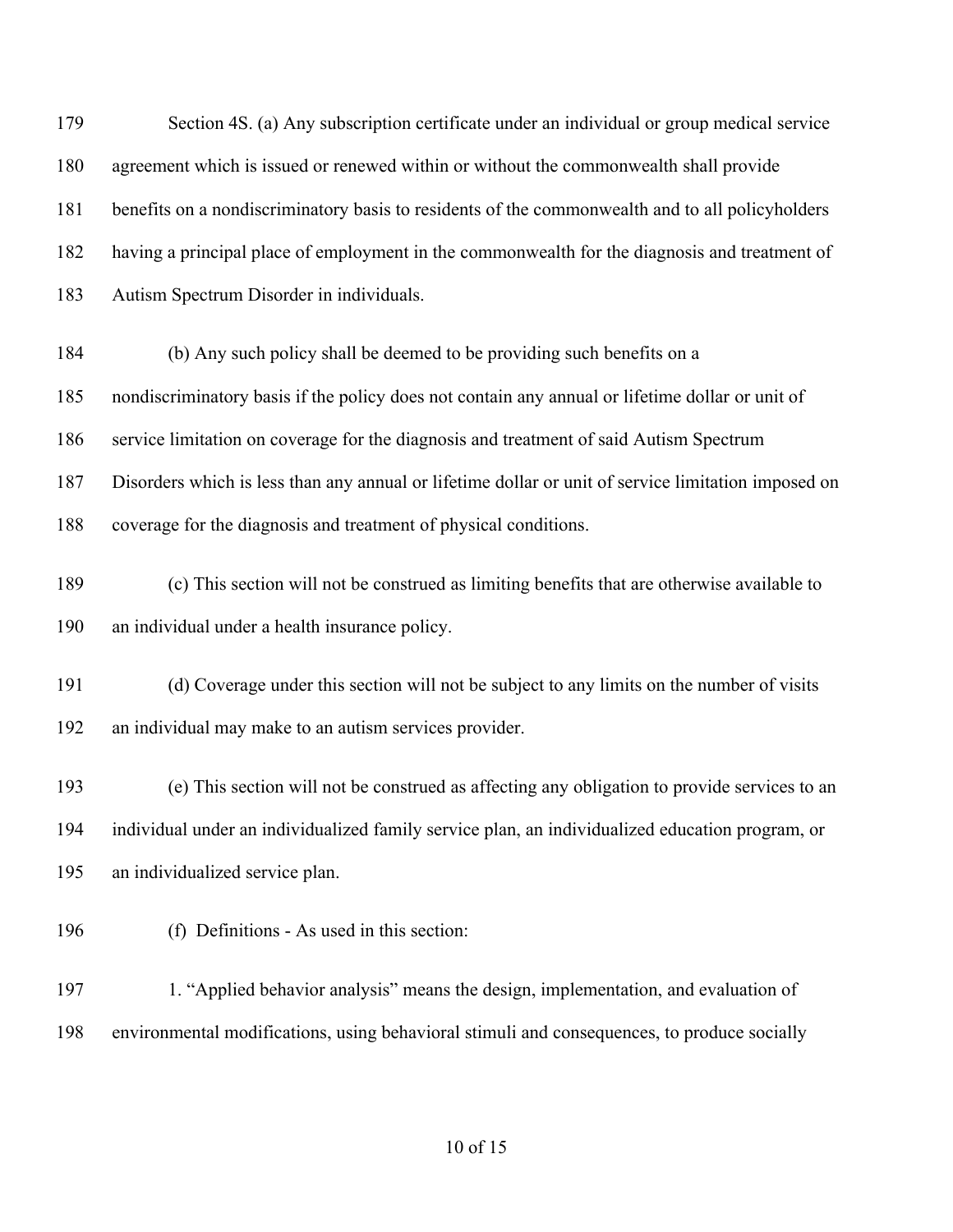Section 4S. (a) Any subscription certificate under an individual or group medical service agreement which is issued or renewed within or without the commonwealth shall provide benefits on a nondiscriminatory basis to residents of the commonwealth and to all policyholders having a principal place of employment in the commonwealth for the diagnosis and treatment of Autism Spectrum Disorder in individuals.

(b) Any such policy shall be deemed to be providing such benefits on a nondiscriminatory basis if the policy does not contain any annual or lifetime dollar or unit of service limitation on coverage for the diagnosis and treatment of said Autism Spectrum Disorders which is less than any annual or lifetime dollar or unit of service limitation imposed on coverage for the diagnosis and treatment of physical conditions.

(c) This section will not be construed as limiting benefits that are otherwise available to an individual under a health insurance policy.

(d) Coverage under this section will not be subject to any limits on the number of visits an individual may make to an autism services provider.

(e) This section will not be construed as affecting any obligation to provide services to an individual under an individualized family service plan, an individualized education program, or an individualized service plan.

(f) Definitions - As used in this section:

1. "Applied behavior analysis" means the design, implementation, and evaluation of environmental modifications, using behavioral stimuli and consequences, to produce socially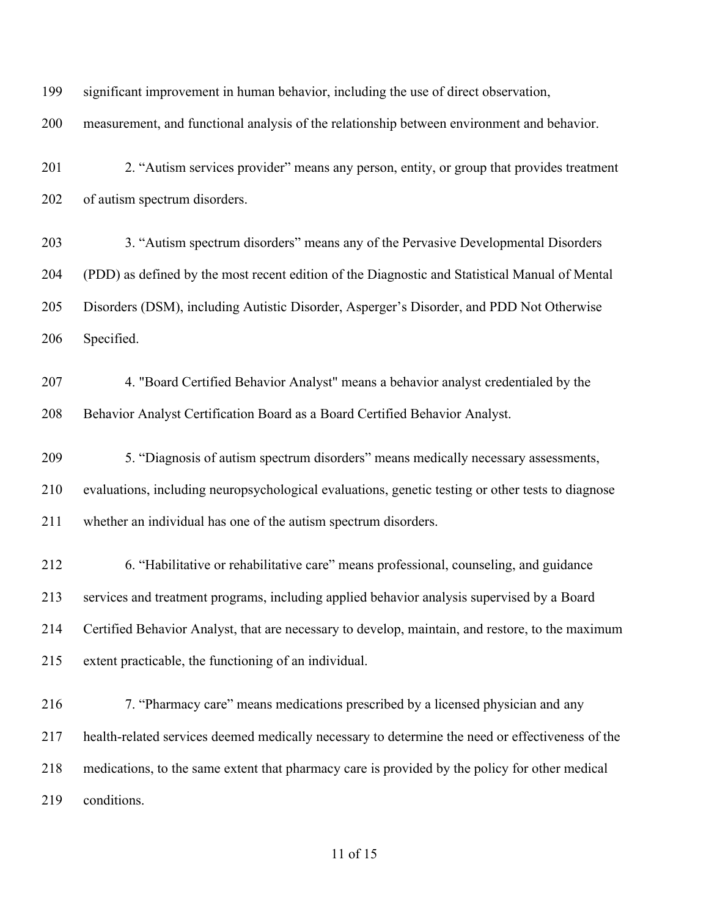significant improvement in human behavior, including the use of direct observation, measurement, and functional analysis of the relationship between environment and behavior.

2. “Autism services provider” means any person, entity, or group that provides treatment of autism spectrum disorders.

3. “Autism spectrum disorders” means any of the Pervasive Developmental Disorders (PDD) as defined by the most recent edition of the Diagnostic and Statistical Manual of Mental Disorders (DSM), including Autistic Disorder, Asperger’s Disorder, and PDD Not Otherwise Specified.

4. "Board Certified Behavior Analyst" means a behavior analyst credentialed by the Behavior Analyst Certification Board as a Board Certified Behavior Analyst.

5. “Diagnosis of autism spectrum disorders” means medically necessary assessments, evaluations, including neuropsychological evaluations, genetic testing or other tests to diagnose whether an individual has one of the autism spectrum disorders.

6. “Habilitative or rehabilitative care” means professional, counseling, and guidance services and treatment programs, including applied behavior analysis supervised by a Board Certified Behavior Analyst, that are necessary to develop, maintain, and restore, to the maximum extent practicable, the functioning of an individual.

7. “Pharmacy care” means medications prescribed by a licensed physician and any health-related services deemed medically necessary to determine the need or effectiveness of the medications, to the same extent that pharmacy care is provided by the policy for other medical conditions.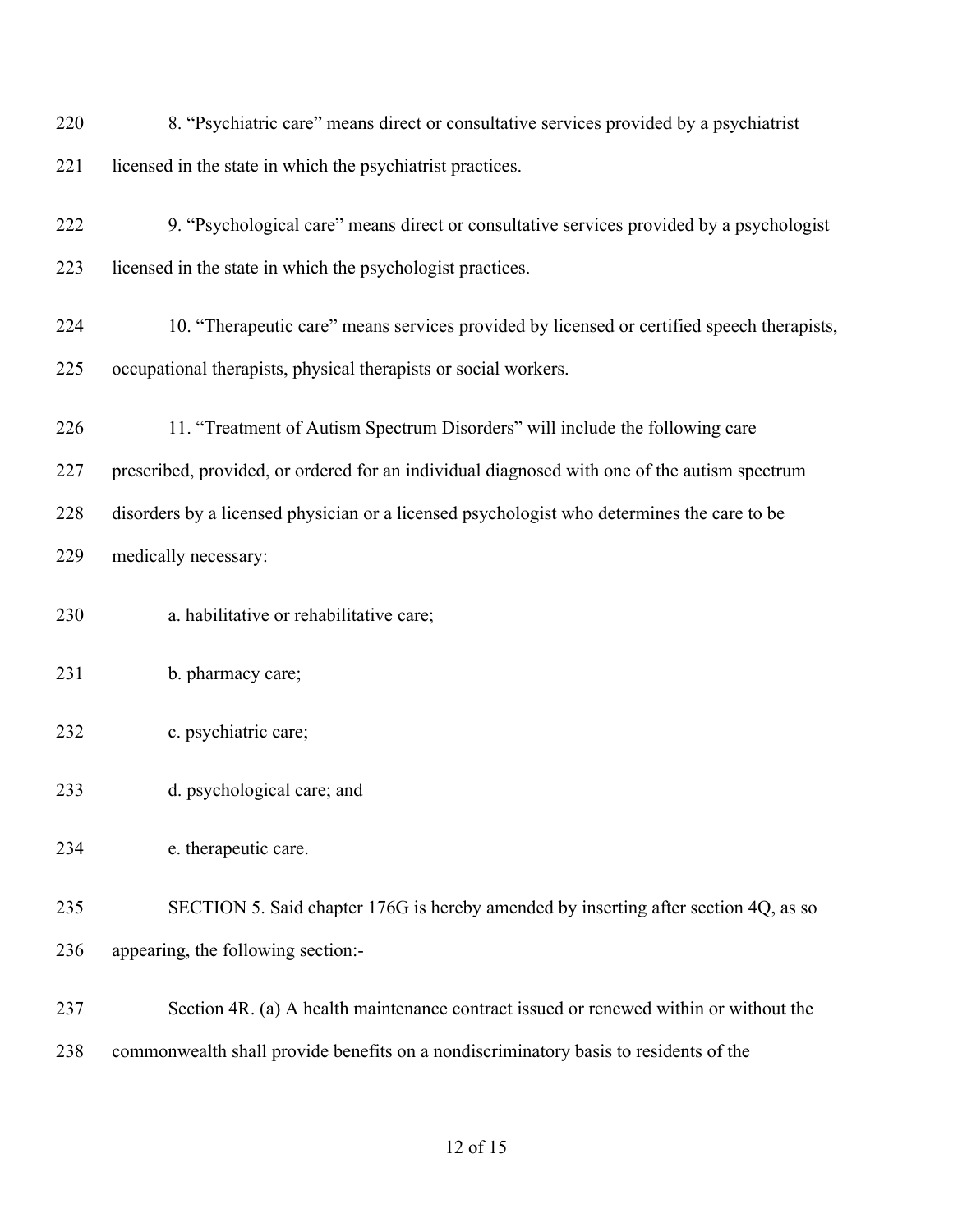8. "Psychiatric care" means direct or consultative services provided by a psychiatrist licensed in the state in which the psychiatrist practices.

9. "Psychological care" means direct or consultative services provided by a psychologist licensed in the state in which the psychologist practices.

10. "Therapeutic care" means services provided by licensed or certified speech therapists, occupational therapists, physical therapists or social workers.

11. "Treatment of Autism Spectrum Disorders" will include the following care prescribed, provided, or ordered for an individual diagnosed with one of the autism spectrum disorders by a licensed physician or a licensed psychologist who determines the care to be medically necessary:

a. habilitative or rehabilitative care;

b. pharmacy care;

c. psychiatric care;

d. psychological care; and

e. therapeutic care.

SECTION 5. Said chapter 176G is hereby amended by inserting after section 4Q, as so appearing, the following section:-

Section 4R. (a) A health maintenance contract issued or renewed within or without the commonwealth shall provide benefits on a nondiscriminatory basis to residents of the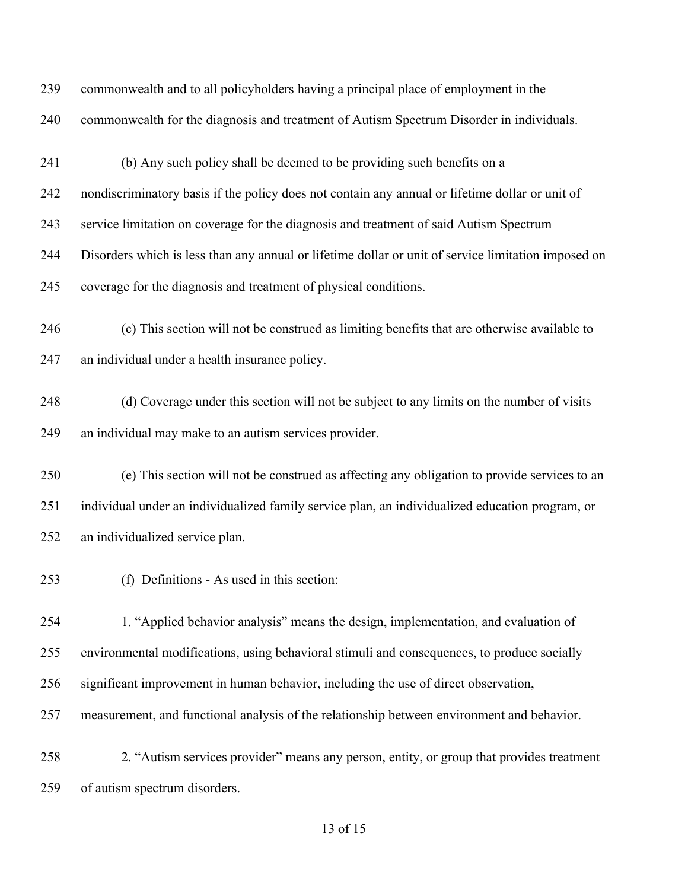commonwealth and to all policyholders having a principal place of employment in the commonwealth for the diagnosis and treatment of Autism Spectrum Disorder in individuals.

(b) Any such policy shall be deemed to be providing such benefits on a nondiscriminatory basis if the policy does not contain any annual or lifetime dollar or unit of service limitation on coverage for the diagnosis and treatment of said Autism Spectrum Disorders which is less than any annual or lifetime dollar or unit of service limitation imposed on coverage for the diagnosis and treatment of physical conditions.

(c) This section will not be construed as limiting benefits that are otherwise available to an individual under a health insurance policy.

(d) Coverage under this section will not be subject to any limits on the number of visits an individual may make to an autism services provider.

(e) This section will not be construed as affecting any obligation to provide services to an individual under an individualized family service plan, an individualized education program, or an individualized service plan.

(f) Definitions - As used in this section:

1. "Applied behavior analysis" means the design, implementation, and evaluation of environmental modifications, using behavioral stimuli and consequences, to produce socially significant improvement in human behavior, including the use of direct observation, measurement, and functional analysis of the relationship between environment and behavior.

2. "Autism services provider" means any person, entity, or group that provides treatment of autism spectrum disorders.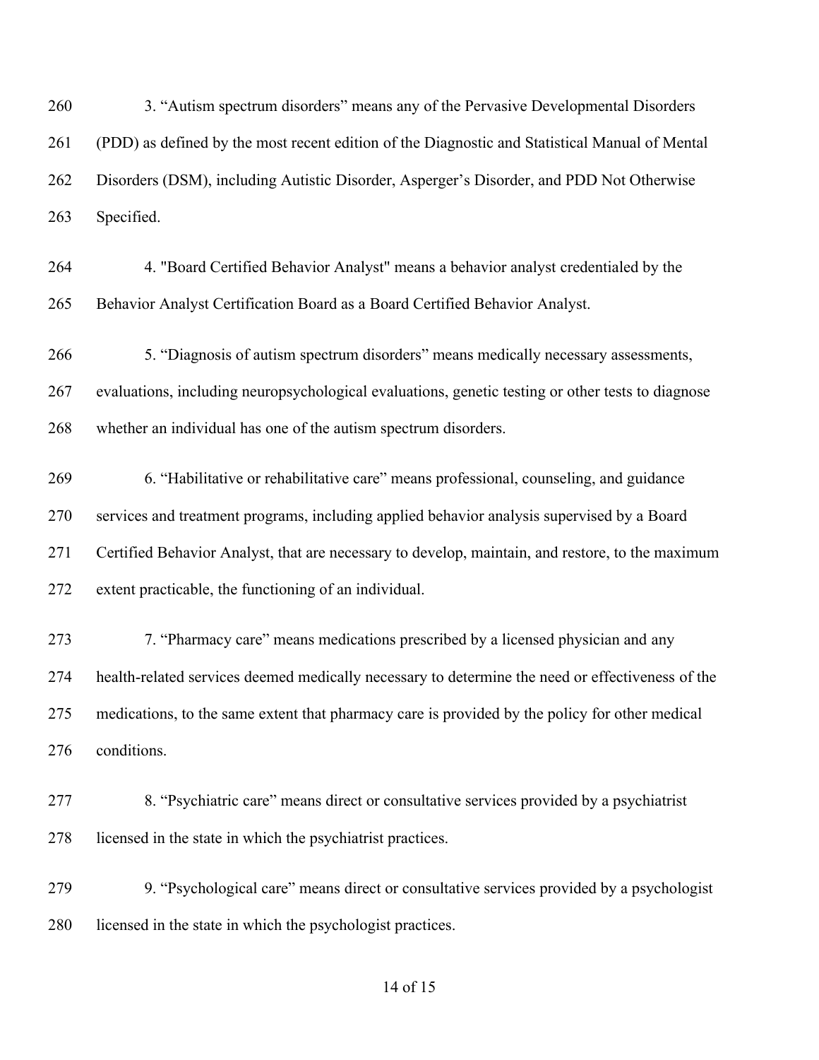3. "Autism spectrum disorders" means any of the Pervasive Developmental Disorders (PDD) as defined by the most recent edition of the Diagnostic and Statistical Manual of Mental Disorders (DSM), including Autistic Disorder, Asperger's Disorder, and PDD Not Otherwise Specified.

4. "Board Certified Behavior Analyst" means a behavior analyst credentialed by the Behavior Analyst Certification Board as a Board Certified Behavior Analyst.

5. "Diagnosis of autism spectrum disorders" means medically necessary assessments, evaluations, including neuropsychological evaluations, genetic testing or other tests to diagnose whether an individual has one of the autism spectrum disorders.

6. "Habilitative or rehabilitative care" means professional, counseling, and guidance services and treatment programs, including applied behavior analysis supervised by a Board Certified Behavior Analyst, that are necessary to develop, maintain, and restore, to the maximum extent practicable, the functioning of an individual.

7. "Pharmacy care" means medications prescribed by a licensed physician and any health-related services deemed medically necessary to determine the need or effectiveness of the medications, to the same extent that pharmacy care is provided by the policy for other medical conditions.

8. "Psychiatric care" means direct or consultative services provided by a psychiatrist licensed in the state in which the psychiatrist practices.

9. "Psychological care" means direct or consultative services provided by a psychologist licensed in the state in which the psychologist practices.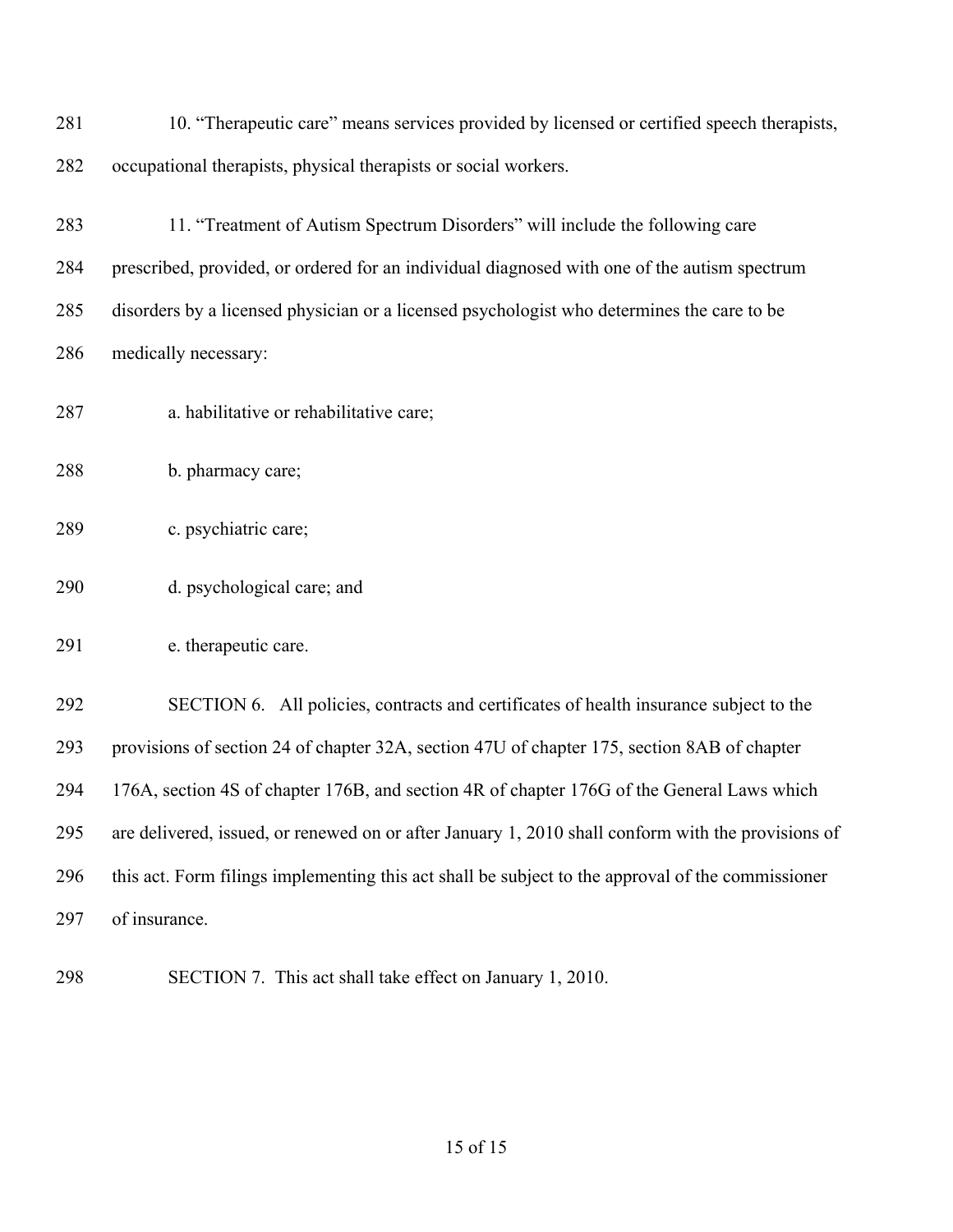10. "Therapeutic care" means services provided by licensed or certified speech therapists, occupational therapists, physical therapists or social workers.

11. "Treatment of Autism Spectrum Disorders" will include the following care prescribed, provided, or ordered for an individual diagnosed with one of the autism spectrum disorders by a licensed physician or a licensed psychologist who determines the care to be medically necessary:

a. habilitative or rehabilitative care;

b. pharmacy care;

c. psychiatric care;

d. psychological care; and

e. therapeutic care.

SECTION 6. All policies, contracts and certificates of health insurance subject to the provisions of section 24 of chapter 32A, section 47U of chapter 175, section 8AB of chapter 176A, section 4S of chapter 176B, and section 4R of chapter 176G of the General Laws which are delivered, issued, or renewed on or after January 1, 2010 shall conform with the provisions of this act. Form filings implementing this act shall be subject to the approval of the commissioner of insurance.

SECTION 7. This act shall take effect on January 1, 2010.